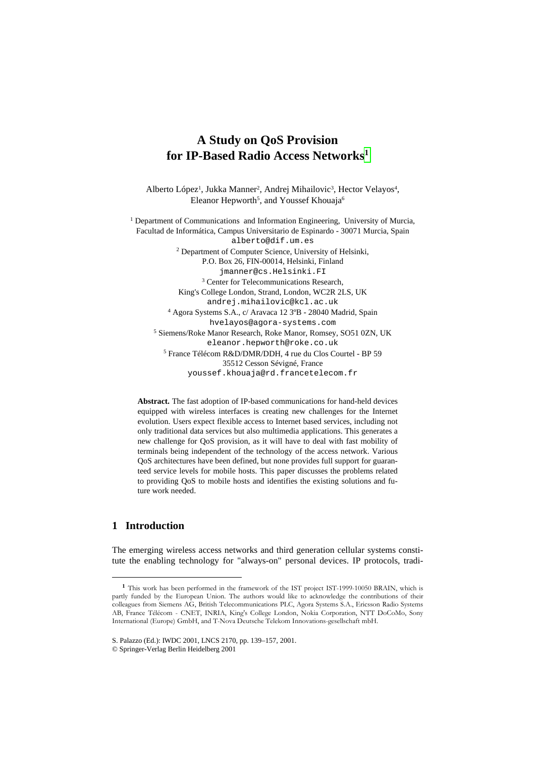# A Study on QoS Provision for IP-Based Radio Access Networks[1]

Alberto López[1], Jukka Manner[2], Andrej Mihailovic[3], Hector Velayos[4], Eleanor Hepworth[5], and Youssef Khouaja[6]

[1] Department of Communications and Information Engineering, University of Murcia, Facultad de Informática, Campus Universitario de Espinardo - 30071 Murcia, Spain
alberto@dif.um.es

[2] Department of Computer Science, University of Helsinki, P.O. Box 26, FIN-00014, Helsinki, Finland
jmanner@cs.Helsinki.FI

[3] Center for Telecommunications Research, King's College London, Strand, London, WC2R 2LS, UK
andrej.mihailovic@kcl.ac.uk

[4] Agora Systems S.A., c/ Aravaca 12 3ºB - 28040 Madrid, Spain
hvelayos@agora-systems.com

[5] Siemens/Roke Manor Research, Roke Manor, Romsey, SO51 0ZN, UK
eleanor.hepworth@roke.co.uk

[5] France Télécom R&D/DMR/DDH, 4 rue du Clos Courtel - BP 59 35512 Cesson Sévigné, France
youssef.khouaja@rd.francetelecom.fr

**Abstract.** The fast adoption of IP-based communications for hand-held devices equipped with wireless interfaces is creating new challenges for the Internet evolution. Users expect flexible access to Internet based services, including not only traditional data services but also multimedia applications. This generates a new challenge for QoS provision, as it will have to deal with fast mobility of terminals being independent of the technology of the access network. Various QoS architectures have been defined, but none provides full support for guaranteed service levels for mobile hosts. This paper discusses the problems related to providing QoS to mobile hosts and identifies the existing solutions and future work needed.

## 1 Introduction

The emerging wireless access networks and third generation cellular systems constitute the enabling technology for "always-on" personal devices. IP protocols, tradi-

---

[1] This work has been performed in the framework of the IST project IST-1999-10050 BRAIN, which is partly funded by the European Union. The authors would like to acknowledge the contributions of their colleagues from Siemens AG, British Telecommunications PLC, Agora Systems S.A., Ericsson Radio Systems AB, France Télécom - CNET, INRIA, King's College London, Nokia Corporation, NTT DoCoMo, Sony International (Europe) GmbH, and T-Nova Deutsche Telekom Innovations-gesellschaft mbH.

S. Palazzo (Ed.): IWDC 2001, LNCS 2170, pp. 139–157, 2001.
© Springer-Verlag Berlin Heidelberg 2001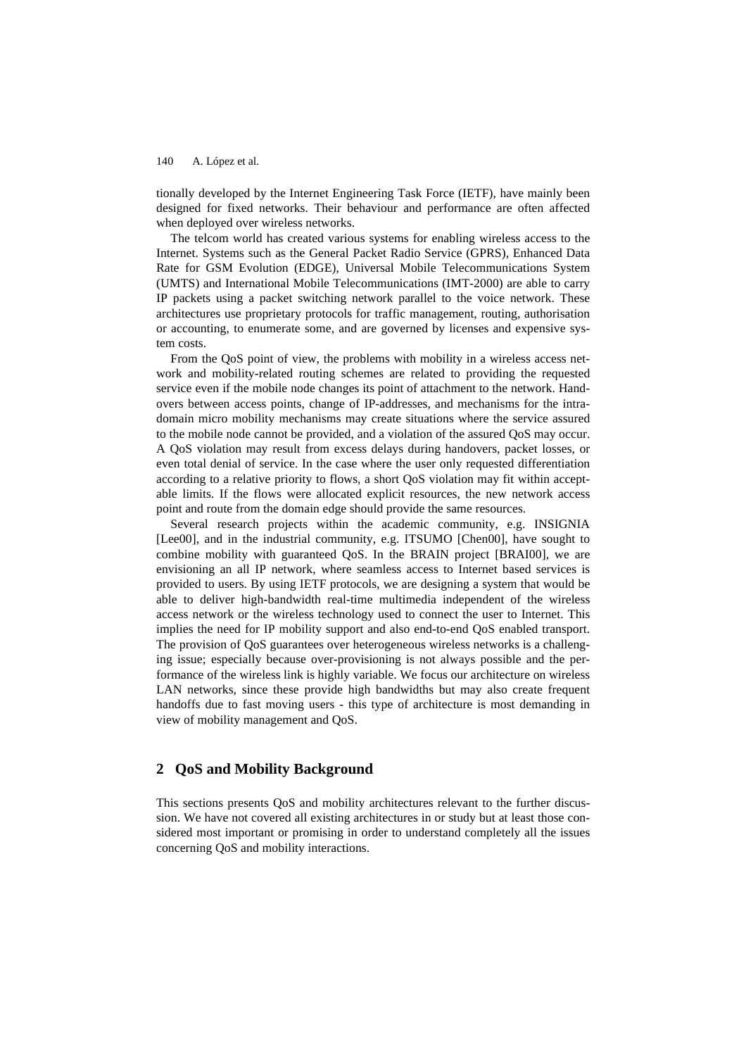tionally developed by the Internet Engineering Task Force (IETF), have mainly been designed for fixed networks. Their behaviour and performance are often affected when deployed over wireless networks.

The telcom world has created various systems for enabling wireless access to the Internet. Systems such as the General Packet Radio Service (GPRS), Enhanced Data Rate for GSM Evolution (EDGE), Universal Mobile Telecommunications System (UMTS) and International Mobile Telecommunications (IMT-2000) are able to carry IP packets using a packet switching network parallel to the voice network. These architectures use proprietary protocols for traffic management, routing, authorisation or accounting, to enumerate some, and are governed by licenses and expensive system costs.

From the QoS point of view, the problems with mobility in a wireless access network and mobility-related routing schemes are related to providing the requested service even if the mobile node changes its point of attachment to the network. Handovers between access points, change of IP-addresses, and mechanisms for the intra-domain micro mobility mechanisms may create situations where the service assured to the mobile node cannot be provided, and a violation of the assured QoS may occur. A QoS violation may result from excess delays during handovers, packet losses, or even total denial of service. In the case where the user only requested differentiation according to a relative priority to flows, a short QoS violation may fit within acceptable limits. If the flows were allocated explicit resources, the new network access point and route from the domain edge should provide the same resources.

Several research projects within the academic community, e.g. INSIGNIA [Lee00], and in the industrial community, e.g. ITSUMO [Chen00], have sought to combine mobility with guaranteed QoS. In the BRAIN project [BRAI00], we are envisioning an all IP network, where seamless access to Internet based services is provided to users. By using IETF protocols, we are designing a system that would be able to deliver high-bandwidth real-time multimedia independent of the wireless access network or the wireless technology used to connect the user to Internet. This implies the need for IP mobility support and also end-to-end QoS enabled transport. The provision of QoS guarantees over heterogeneous wireless networks is a challenging issue; especially because over-provisioning is not always possible and the performance of the wireless link is highly variable. We focus our architecture on wireless LAN networks, since these provide high bandwidths but may also create frequent handoffs due to fast moving users - this type of architecture is most demanding in view of mobility management and QoS.

## 2 QoS and Mobility Background

This sections presents QoS and mobility architectures relevant to the further discussion. We have not covered all existing architectures in or study but at least those considered most important or promising in order to understand completely all the issues concerning QoS and mobility interactions.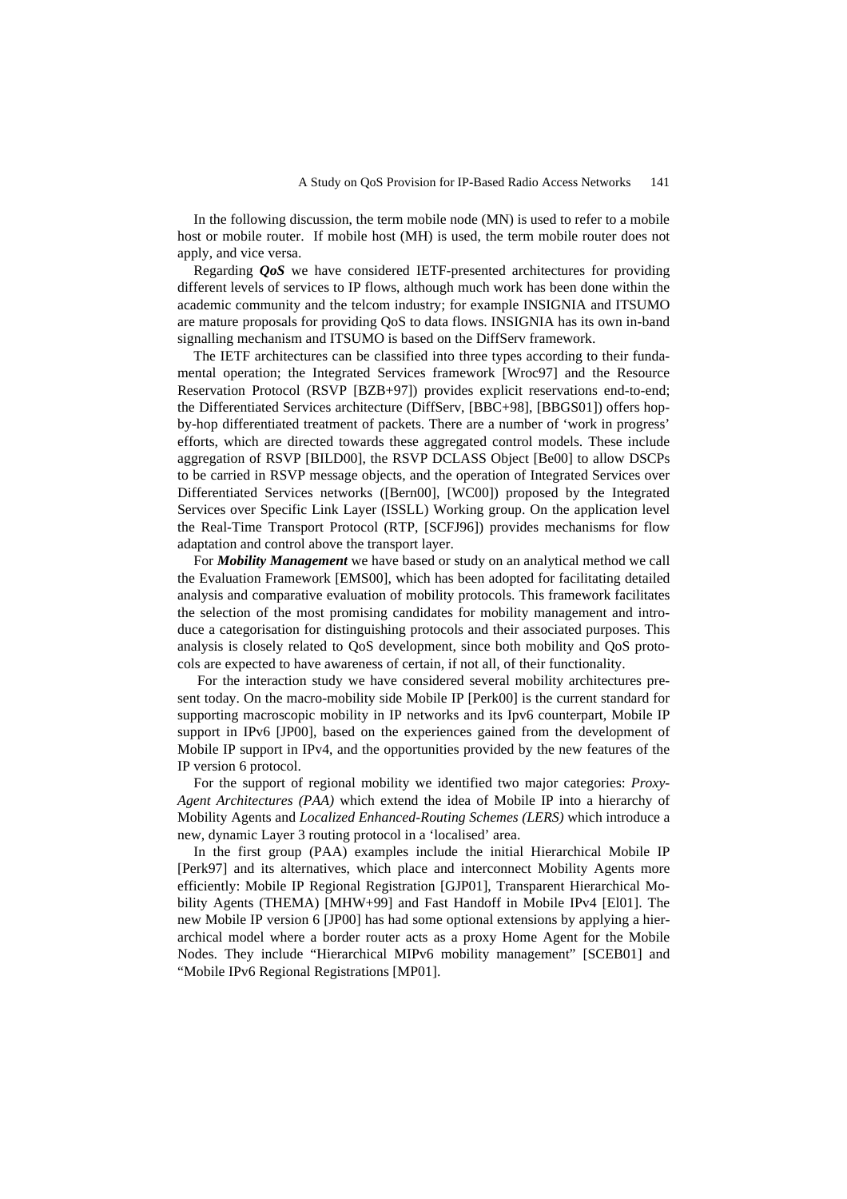In the following discussion, the term mobile node (MN) is used to refer to a mobile host or mobile router. If mobile host (MH) is used, the term mobile router does not apply, and vice versa.

Regarding ***QoS*** we have considered IETF-presented architectures for providing different levels of services to IP flows, although much work has been done within the academic community and the telcom industry; for example INSIGNIA and ITSUMO are mature proposals for providing QoS to data flows. INSIGNIA has its own in-band signalling mechanism and ITSUMO is based on the DiffServ framework.

The IETF architectures can be classified into three types according to their fundamental operation; the Integrated Services framework [Wroc97] and the Resource Reservation Protocol (RSVP [BZB+97]) provides explicit reservations end-to-end; the Differentiated Services architecture (DiffServ, [BBC+98], [BBGS01]) offers hop-by-hop differentiated treatment of packets. There are a number of 'work in progress' efforts, which are directed towards these aggregated control models. These include aggregation of RSVP [BILD00], the RSVP DCLASS Object [Be00] to allow DSCPs to be carried in RSVP message objects, and the operation of Integrated Services over Differentiated Services networks ([Bern00], [WC00]) proposed by the Integrated Services over Specific Link Layer (ISSLL) Working group. On the application level the Real-Time Transport Protocol (RTP, [SCFJ96]) provides mechanisms for flow adaptation and control above the transport layer.

For ***Mobility Management*** we have based or study on an analytical method we call the Evaluation Framework [EMS00], which has been adopted for facilitating detailed analysis and comparative evaluation of mobility protocols. This framework facilitates the selection of the most promising candidates for mobility management and introduce a categorisation for distinguishing protocols and their associated purposes. This analysis is closely related to QoS development, since both mobility and QoS protocols are expected to have awareness of certain, if not all, of their functionality.

For the interaction study we have considered several mobility architectures present today. On the macro-mobility side Mobile IP [Perk00] is the current standard for supporting macroscopic mobility in IP networks and its Ipv6 counterpart, Mobile IP support in IPv6 [JP00], based on the experiences gained from the development of Mobile IP support in IPv4, and the opportunities provided by the new features of the IP version 6 protocol.

For the support of regional mobility we identified two major categories: *Proxy-Agent Architectures (PAA)* which extend the idea of Mobile IP into a hierarchy of Mobility Agents and *Localized Enhanced-Routing Schemes (LERS)* which introduce a new, dynamic Layer 3 routing protocol in a 'localised' area.

In the first group (PAA) examples include the initial Hierarchical Mobile IP [Perk97] and its alternatives, which place and interconnect Mobility Agents more efficiently: Mobile IP Regional Registration [GJP01], Transparent Hierarchical Mobility Agents (THEMA) [MHW+99] and Fast Handoff in Mobile IPv4 [El01]. The new Mobile IP version 6 [JP00] has had some optional extensions by applying a hierarchical model where a border router acts as a proxy Home Agent for the Mobile Nodes. They include "Hierarchical MIPv6 mobility management" [SCEB01] and "Mobile IPv6 Regional Registrations [MP01].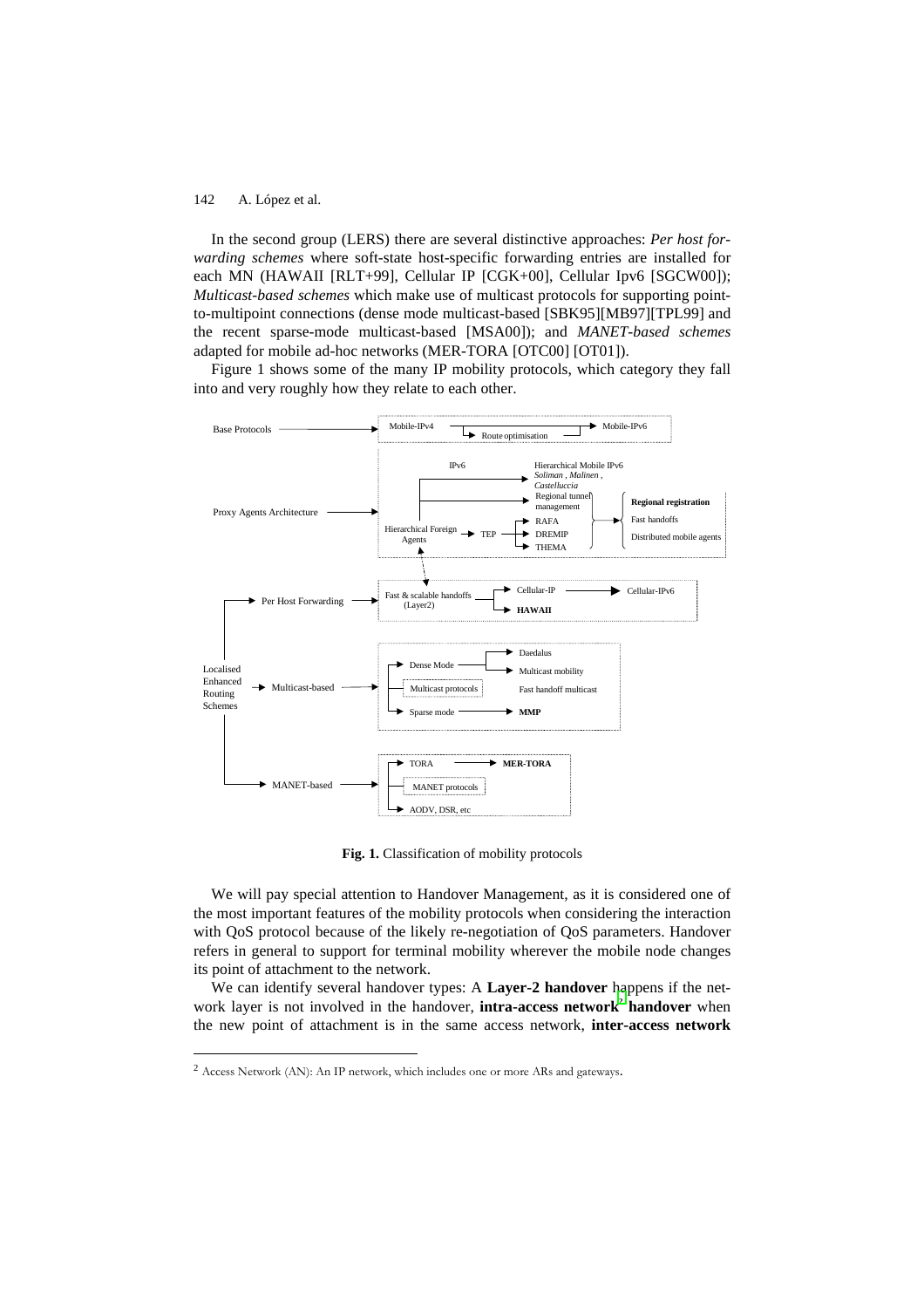In the second group (LERS) there are several distinctive approaches: *Per host forwarding schemes* where soft-state host-specific forwarding entries are installed for each MN (HAWAII [RLT+99], Cellular IP [CGK+00], Cellular Ipv6 [SGCW00]); *Multicast-based schemes* which make use of multicast protocols for supporting point-to-multipoint connections (dense mode multicast-based [SBK95][MB97][TPL99] and the recent sparse-mode multicast-based [MSA00]); and *MANET-based schemes* adapted for mobile ad-hoc networks (MER-TORA [OTC00] [OT01]).

Figure 1 shows some of the many IP mobility protocols, which category they fall into and very roughly how they relate to each other.

**Fig. 1.** Classification of mobility protocols

We will pay special attention to Handover Management, as it is considered one of the most important features of the mobility protocols when considering the interaction with QoS protocol because of the likely re-negotiation of QoS parameters. Handover refers in general to support for terminal mobility wherever the mobile node changes its point of attachment to the network.

We can identify several handover types: A **Layer-2 handover** happens if the network layer is not involved in the handover, **intra-access network**[2] **handover** when the new point of attachment is in the same access network, **inter-access network**

[2] Access Network (AN): An IP network, which includes one or more ARs and gateways.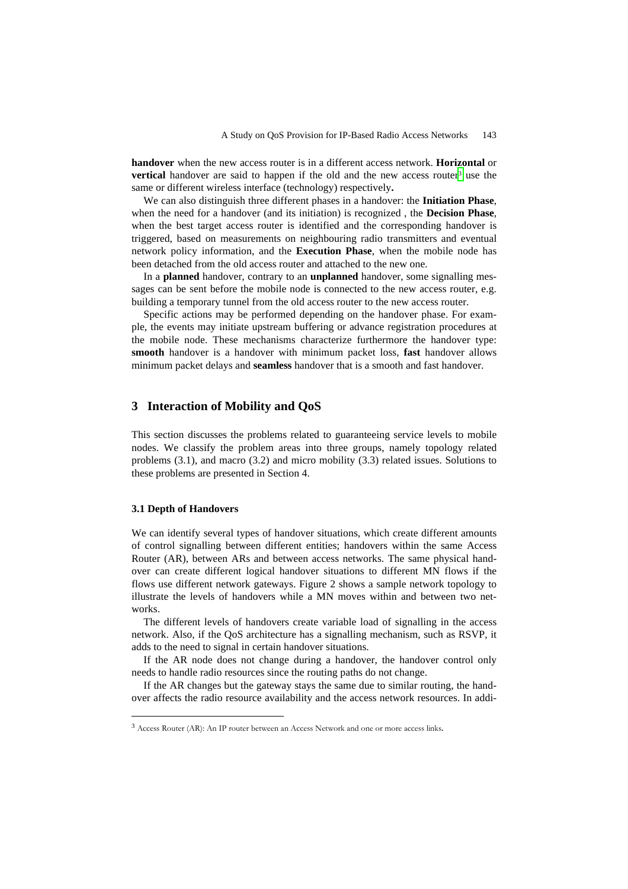**handover** when the new access router is in a different access network. **Horizontal** or **vertical** handover are said to happen if the old and the new access router[3] use the same or different wireless interface (technology) respectively**.**

We can also distinguish three different phases in a handover: the **Initiation Phase**, when the need for a handover (and its initiation) is recognized , the **Decision Phase**, when the best target access router is identified and the corresponding handover is triggered, based on measurements on neighbouring radio transmitters and eventual network policy information, and the **Execution Phase**, when the mobile node has been detached from the old access router and attached to the new one.

In a **planned** handover, contrary to an **unplanned** handover, some signalling messages can be sent before the mobile node is connected to the new access router, e.g. building a temporary tunnel from the old access router to the new access router.

Specific actions may be performed depending on the handover phase. For example, the events may initiate upstream buffering or advance registration procedures at the mobile node. These mechanisms characterize furthermore the handover type: **smooth** handover is a handover with minimum packet loss, **fast** handover allows minimum packet delays and **seamless** handover that is a smooth and fast handover.

## 3 Interaction of Mobility and QoS

This section discusses the problems related to guaranteeing service levels to mobile nodes. We classify the problem areas into three groups, namely topology related problems (3.1), and macro (3.2) and micro mobility (3.3) related issues. Solutions to these problems are presented in Section 4.

### 3.1 Depth of Handovers

We can identify several types of handover situations, which create different amounts of control signalling between different entities; handovers within the same Access Router (AR), between ARs and between access networks. The same physical handover can create different logical handover situations to different MN flows if the flows use different network gateways. Figure 2 shows a sample network topology to illustrate the levels of handovers while a MN moves within and between two networks.

The different levels of handovers create variable load of signalling in the access network. Also, if the QoS architecture has a signalling mechanism, such as RSVP, it adds to the need to signal in certain handover situations.

If the AR node does not change during a handover, the handover control only needs to handle radio resources since the routing paths do not change.

If the AR changes but the gateway stays the same due to similar routing, the handover affects the radio resource availability and the access network resources. In addi-

[3] Access Router (AR): An IP router between an Access Network and one or more access links.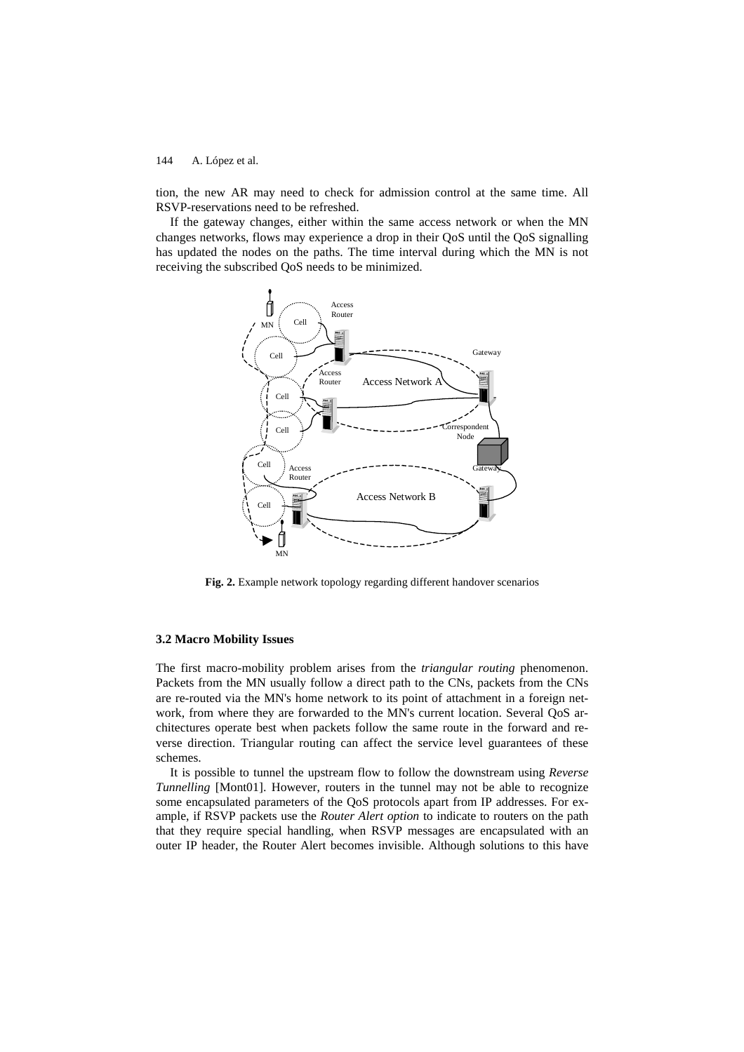tion, the new AR may need to check for admission control at the same time. All RSVP-reservations need to be refreshed.

If the gateway changes, either within the same access network or when the MN changes networks, flows may experience a drop in their QoS until the QoS signalling has updated the nodes on the paths. The time interval during which the MN is not receiving the subscribed QoS needs to be minimized.

**Fig. 2.** Example network topology regarding different handover scenarios

### 3.2 Macro Mobility Issues

The first macro-mobility problem arises from the *triangular routing* phenomenon. Packets from the MN usually follow a direct path to the CNs, packets from the CNs are re-routed via the MN's home network to its point of attachment in a foreign network, from where they are forwarded to the MN's current location. Several QoS architectures operate best when packets follow the same route in the forward and reverse direction. Triangular routing can affect the service level guarantees of these schemes.

It is possible to tunnel the upstream flow to follow the downstream using *Reverse Tunnelling* [Mont01]. However, routers in the tunnel may not be able to recognize some encapsulated parameters of the QoS protocols apart from IP addresses. For example, if RSVP packets use the *Router Alert option* to indicate to routers on the path that they require special handling, when RSVP messages are encapsulated with an outer IP header, the Router Alert becomes invisible. Although solutions to this have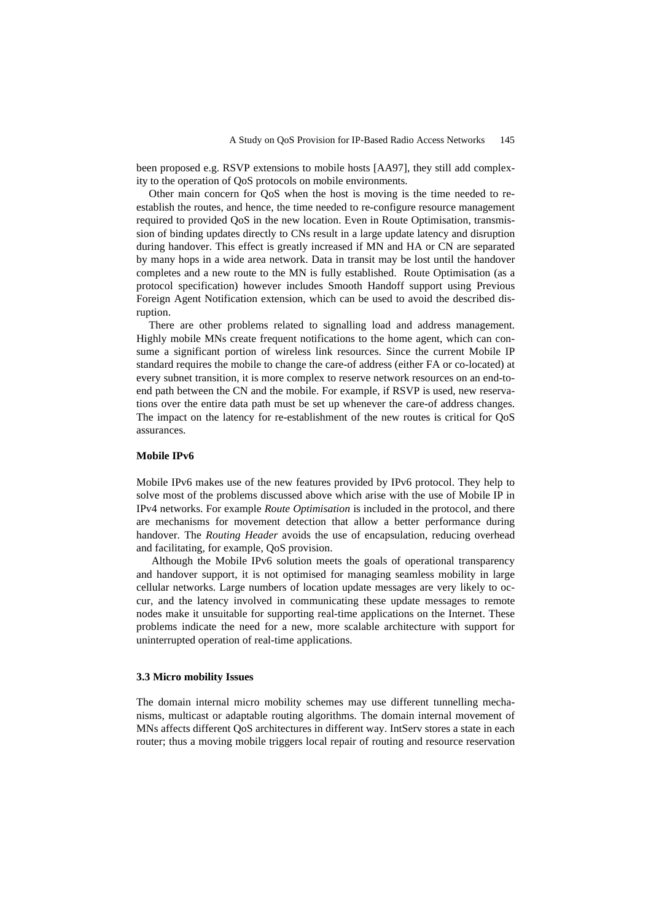been proposed e.g. RSVP extensions to mobile hosts [AA97], they still add complexity to the operation of QoS protocols on mobile environments.

Other main concern for QoS when the host is moving is the time needed to re-establish the routes, and hence, the time needed to re-configure resource management required to provided QoS in the new location. Even in Route Optimisation, transmission of binding updates directly to CNs result in a large update latency and disruption during handover. This effect is greatly increased if MN and HA or CN are separated by many hops in a wide area network. Data in transit may be lost until the handover completes and a new route to the MN is fully established. Route Optimisation (as a protocol specification) however includes Smooth Handoff support using Previous Foreign Agent Notification extension, which can be used to avoid the described disruption.

There are other problems related to signalling load and address management. Highly mobile MNs create frequent notifications to the home agent, which can consume a significant portion of wireless link resources. Since the current Mobile IP standard requires the mobile to change the care-of address (either FA or co-located) at every subnet transition, it is more complex to reserve network resources on an end-to-end path between the CN and the mobile. For example, if RSVP is used, new reservations over the entire data path must be set up whenever the care-of address changes. The impact on the latency for re-establishment of the new routes is critical for QoS assurances.

**Mobile IPv6**

Mobile IPv6 makes use of the new features provided by IPv6 protocol. They help to solve most of the problems discussed above which arise with the use of Mobile IP in IPv4 networks. For example *Route Optimisation* is included in the protocol, and there are mechanisms for movement detection that allow a better performance during handover. The *Routing Header* avoids the use of encapsulation, reducing overhead and facilitating, for example, QoS provision.

Although the Mobile IPv6 solution meets the goals of operational transparency and handover support, it is not optimised for managing seamless mobility in large cellular networks. Large numbers of location update messages are very likely to occur, and the latency involved in communicating these update messages to remote nodes make it unsuitable for supporting real-time applications on the Internet. These problems indicate the need for a new, more scalable architecture with support for uninterrupted operation of real-time applications.

### 3.3 Micro mobility Issues

The domain internal micro mobility schemes may use different tunnelling mechanisms, multicast or adaptable routing algorithms. The domain internal movement of MNs affects different QoS architectures in different way. IntServ stores a state in each router; thus a moving mobile triggers local repair of routing and resource reservation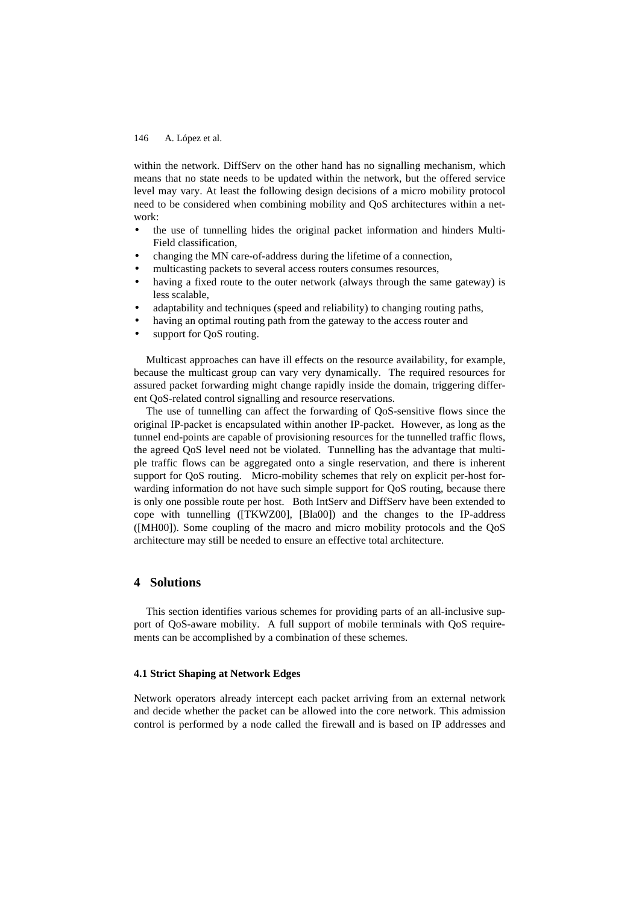within the network. DiffServ on the other hand has no signalling mechanism, which means that no state needs to be updated within the network, but the offered service level may vary. At least the following design decisions of a micro mobility protocol need to be considered when combining mobility and QoS architectures within a network:

- the use of tunnelling hides the original packet information and hinders Multi-Field classification,
- changing the MN care-of-address during the lifetime of a connection,
- multicasting packets to several access routers consumes resources,
- having a fixed route to the outer network (always through the same gateway) is less scalable,
- adaptability and techniques (speed and reliability) to changing routing paths,
- having an optimal routing path from the gateway to the access router and
- support for QoS routing.

Multicast approaches can have ill effects on the resource availability, for example, because the multicast group can vary very dynamically. The required resources for assured packet forwarding might change rapidly inside the domain, triggering different QoS-related control signalling and resource reservations.

The use of tunnelling can affect the forwarding of QoS-sensitive flows since the original IP-packet is encapsulated within another IP-packet. However, as long as the tunnel end-points are capable of provisioning resources for the tunnelled traffic flows, the agreed QoS level need not be violated. Tunnelling has the advantage that multiple traffic flows can be aggregated onto a single reservation, and there is inherent support for QoS routing. Micro-mobility schemes that rely on explicit per-host forwarding information do not have such simple support for QoS routing, because there is only one possible route per host. Both IntServ and DiffServ have been extended to cope with tunnelling ([TKWZ00], [Bla00]) and the changes to the IP-address ([MH00]). Some coupling of the macro and micro mobility protocols and the QoS architecture may still be needed to ensure an effective total architecture.

## 4 Solutions

This section identifies various schemes for providing parts of an all-inclusive support of QoS-aware mobility. A full support of mobile terminals with QoS requirements can be accomplished by a combination of these schemes.

### 4.1 Strict Shaping at Network Edges

Network operators already intercept each packet arriving from an external network and decide whether the packet can be allowed into the core network. This admission control is performed by a node called the firewall and is based on IP addresses and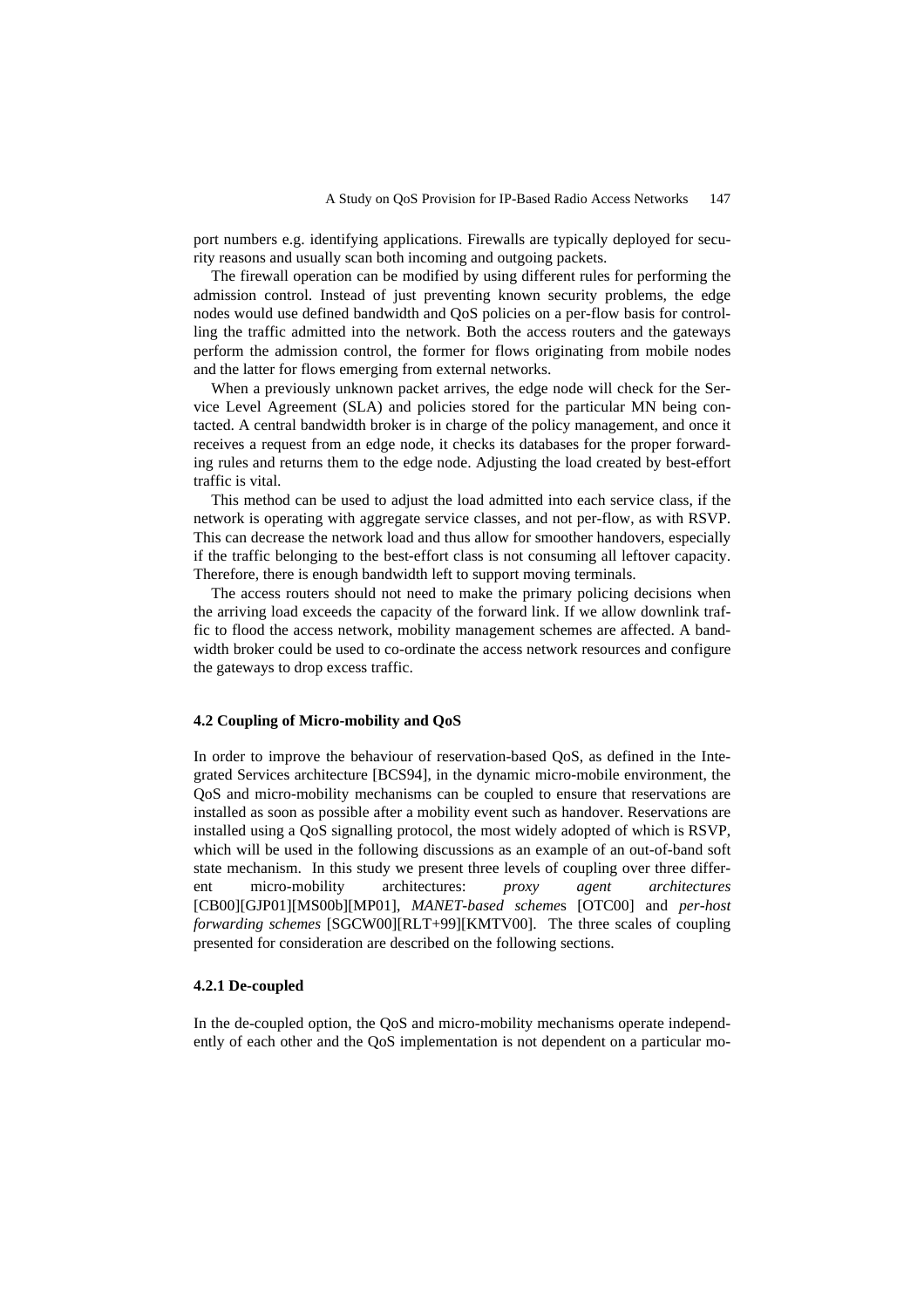port numbers e.g. identifying applications. Firewalls are typically deployed for security reasons and usually scan both incoming and outgoing packets.

The firewall operation can be modified by using different rules for performing the admission control. Instead of just preventing known security problems, the edge nodes would use defined bandwidth and QoS policies on a per-flow basis for controlling the traffic admitted into the network. Both the access routers and the gateways perform the admission control, the former for flows originating from mobile nodes and the latter for flows emerging from external networks.

When a previously unknown packet arrives, the edge node will check for the Service Level Agreement (SLA) and policies stored for the particular MN being contacted. A central bandwidth broker is in charge of the policy management, and once it receives a request from an edge node, it checks its databases for the proper forwarding rules and returns them to the edge node. Adjusting the load created by best-effort traffic is vital.

This method can be used to adjust the load admitted into each service class, if the network is operating with aggregate service classes, and not per-flow, as with RSVP. This can decrease the network load and thus allow for smoother handovers, especially if the traffic belonging to the best-effort class is not consuming all leftover capacity. Therefore, there is enough bandwidth left to support moving terminals.

The access routers should not need to make the primary policing decisions when the arriving load exceeds the capacity of the forward link. If we allow downlink traffic to flood the access network, mobility management schemes are affected. A bandwidth broker could be used to co-ordinate the access network resources and configure the gateways to drop excess traffic.

### 4.2 Coupling of Micro-mobility and QoS

In order to improve the behaviour of reservation-based QoS, as defined in the Integrated Services architecture [BCS94], in the dynamic micro-mobile environment, the QoS and micro-mobility mechanisms can be coupled to ensure that reservations are installed as soon as possible after a mobility event such as handover. Reservations are installed using a QoS signalling protocol, the most widely adopted of which is RSVP, which will be used in the following discussions as an example of an out-of-band soft state mechanism. In this study we present three levels of coupling over three different micro-mobility architectures: *proxy agent architectures* [CB00][GJP01][MS00b][MP01], *MANET-based schemes* [OTC00] and *per-host forwarding schemes* [SGCW00][RLT+99][KMTV00]. The three scales of coupling presented for consideration are described on the following sections.

#### 4.2.1 De-coupled

In the de-coupled option, the QoS and micro-mobility mechanisms operate independently of each other and the QoS implementation is not dependent on a particular mo-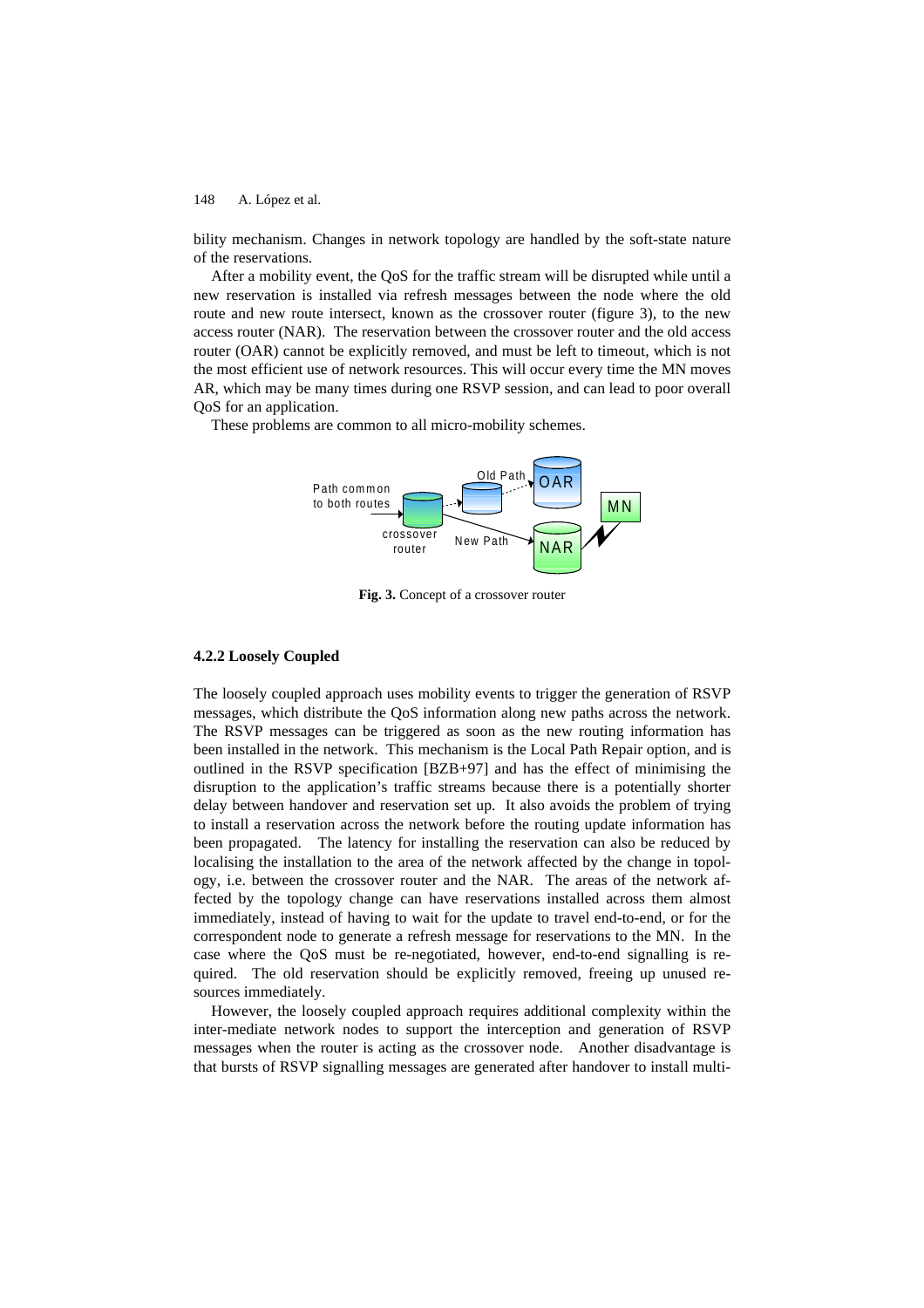bility mechanism. Changes in network topology are handled by the soft-state nature of the reservations.

After a mobility event, the QoS for the traffic stream will be disrupted while until a new reservation is installed via refresh messages between the node where the old route and new route intersect, known as the crossover router (figure 3), to the new access router (NAR). The reservation between the crossover router and the old access router (OAR) cannot be explicitly removed, and must be left to timeout, which is not the most efficient use of network resources. This will occur every time the MN moves AR, which may be many times during one RSVP session, and can lead to poor overall QoS for an application.

These problems are common to all micro-mobility schemes.

Path common to both routes

crossover router

Old Path

OAR

MN

New Path

NAR

**Fig. 3.** Concept of a crossover router

### 4.2.2 Loosely Coupled

The loosely coupled approach uses mobility events to trigger the generation of RSVP messages, which distribute the QoS information along new paths across the network. The RSVP messages can be triggered as soon as the new routing information has been installed in the network. This mechanism is the Local Path Repair option, and is outlined in the RSVP specification [BZB+97] and has the effect of minimising the disruption to the application's traffic streams because there is a potentially shorter delay between handover and reservation set up. It also avoids the problem of trying to install a reservation across the network before the routing update information has been propagated. The latency for installing the reservation can also be reduced by localising the installation to the area of the network affected by the change in topology, i.e. between the crossover router and the NAR. The areas of the network affected by the topology change can have reservations installed across them almost immediately, instead of having to wait for the update to travel end-to-end, or for the correspondent node to generate a refresh message for reservations to the MN. In the case where the QoS must be re-negotiated, however, end-to-end signalling is required. The old reservation should be explicitly removed, freeing up unused resources immediately.

However, the loosely coupled approach requires additional complexity within the inter-mediate network nodes to support the interception and generation of RSVP messages when the router is acting as the crossover node. Another disadvantage is that bursts of RSVP signalling messages are generated after handover to install multi-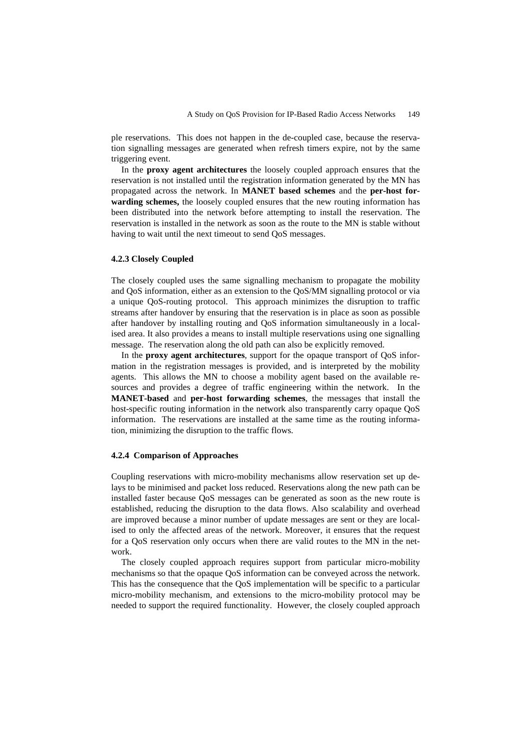ple reservations. This does not happen in the de-coupled case, because the reservation signalling messages are generated when refresh timers expire, not by the same triggering event.

In the **proxy agent architectures** the loosely coupled approach ensures that the reservation is not installed until the registration information generated by the MN has propagated across the network. In **MANET based schemes** and the **per-host forwarding schemes,** the loosely coupled ensures that the new routing information has been distributed into the network before attempting to install the reservation. The reservation is installed in the network as soon as the route to the MN is stable without having to wait until the next timeout to send QoS messages.

### 4.2.3 Closely Coupled

The closely coupled uses the same signalling mechanism to propagate the mobility and QoS information, either as an extension to the QoS/MM signalling protocol or via a unique QoS-routing protocol. This approach minimizes the disruption to traffic streams after handover by ensuring that the reservation is in place as soon as possible after handover by installing routing and QoS information simultaneously in a localised area. It also provides a means to install multiple reservations using one signalling message. The reservation along the old path can also be explicitly removed.

In the **proxy agent architectures**, support for the opaque transport of QoS information in the registration messages is provided, and is interpreted by the mobility agents. This allows the MN to choose a mobility agent based on the available resources and provides a degree of traffic engineering within the network. In the **MANET-based** and **per-host forwarding schemes**, the messages that install the host-specific routing information in the network also transparently carry opaque QoS information. The reservations are installed at the same time as the routing information, minimizing the disruption to the traffic flows.

### 4.2.4 Comparison of Approaches

Coupling reservations with micro-mobility mechanisms allow reservation set up delays to be minimised and packet loss reduced. Reservations along the new path can be installed faster because QoS messages can be generated as soon as the new route is established, reducing the disruption to the data flows. Also scalability and overhead are improved because a minor number of update messages are sent or they are localised to only the affected areas of the network. Moreover, it ensures that the request for a QoS reservation only occurs when there are valid routes to the MN in the network.

The closely coupled approach requires support from particular micro-mobility mechanisms so that the opaque QoS information can be conveyed across the network. This has the consequence that the QoS implementation will be specific to a particular micro-mobility mechanism, and extensions to the micro-mobility protocol may be needed to support the required functionality. However, the closely coupled approach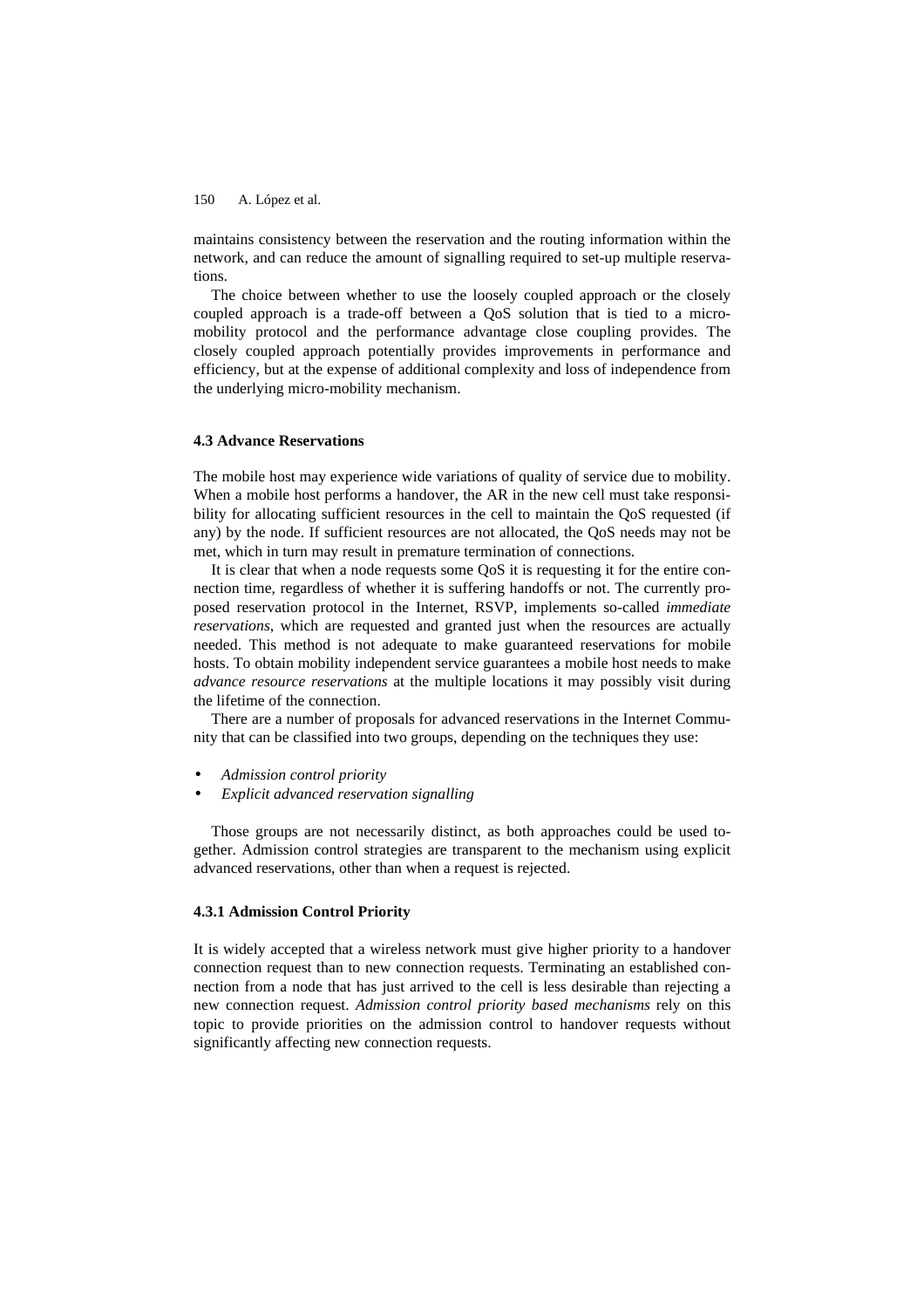maintains consistency between the reservation and the routing information within the network, and can reduce the amount of signalling required to set-up multiple reservations.

The choice between whether to use the loosely coupled approach or the closely coupled approach is a trade-off between a QoS solution that is tied to a micro-mobility protocol and the performance advantage close coupling provides. The closely coupled approach potentially provides improvements in performance and efficiency, but at the expense of additional complexity and loss of independence from the underlying micro-mobility mechanism.

### 4.3 Advance Reservations

The mobile host may experience wide variations of quality of service due to mobility. When a mobile host performs a handover, the AR in the new cell must take responsibility for allocating sufficient resources in the cell to maintain the QoS requested (if any) by the node. If sufficient resources are not allocated, the QoS needs may not be met, which in turn may result in premature termination of connections.

It is clear that when a node requests some QoS it is requesting it for the entire connection time, regardless of whether it is suffering handoffs or not. The currently proposed reservation protocol in the Internet, RSVP, implements so-called *immediate reservations*, which are requested and granted just when the resources are actually needed. This method is not adequate to make guaranteed reservations for mobile hosts. To obtain mobility independent service guarantees a mobile host needs to make *advance resource reservations* at the multiple locations it may possibly visit during the lifetime of the connection.

There are a number of proposals for advanced reservations in the Internet Community that can be classified into two groups, depending on the techniques they use:

- *Admission control priority*
- *Explicit advanced reservation signalling*

Those groups are not necessarily distinct, as both approaches could be used together. Admission control strategies are transparent to the mechanism using explicit advanced reservations, other than when a request is rejected.

#### 4.3.1 Admission Control Priority

It is widely accepted that a wireless network must give higher priority to a handover connection request than to new connection requests. Terminating an established connection from a node that has just arrived to the cell is less desirable than rejecting a new connection request. *Admission control priority based mechanisms* rely on this topic to provide priorities on the admission control to handover requests without significantly affecting new connection requests.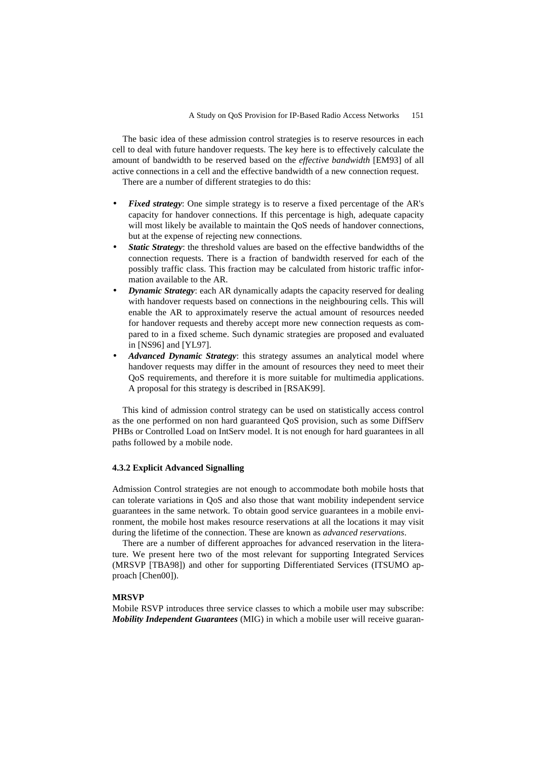The basic idea of these admission control strategies is to reserve resources in each cell to deal with future handover requests. The key here is to effectively calculate the amount of bandwidth to be reserved based on the *effective bandwidth* [EM93] of all active connections in a cell and the effective bandwidth of a new connection request.

There are a number of different strategies to do this:

- ***Fixed strategy***: One simple strategy is to reserve a fixed percentage of the AR's capacity for handover connections. If this percentage is high, adequate capacity will most likely be available to maintain the QoS needs of handover connections, but at the expense of rejecting new connections.
- ***Static Strategy***: the threshold values are based on the effective bandwidths of the connection requests. There is a fraction of bandwidth reserved for each of the possibly traffic class. This fraction may be calculated from historic traffic information available to the AR.
- ***Dynamic Strategy***: each AR dynamically adapts the capacity reserved for dealing with handover requests based on connections in the neighbouring cells. This will enable the AR to approximately reserve the actual amount of resources needed for handover requests and thereby accept more new connection requests as compared to in a fixed scheme. Such dynamic strategies are proposed and evaluated in [NS96] and [YL97].
- ***Advanced Dynamic Strategy***: this strategy assumes an analytical model where handover requests may differ in the amount of resources they need to meet their QoS requirements, and therefore it is more suitable for multimedia applications. A proposal for this strategy is described in [RSAK99].

This kind of admission control strategy can be used on statistically access control as the one performed on non hard guaranteed QoS provision, such as some DiffServ PHBs or Controlled Load on IntServ model. It is not enough for hard guarantees in all paths followed by a mobile node.

### 4.3.2 Explicit Advanced Signalling

Admission Control strategies are not enough to accommodate both mobile hosts that can tolerate variations in QoS and also those that want mobility independent service guarantees in the same network. To obtain good service guarantees in a mobile environment, the mobile host makes resource reservations at all the locations it may visit during the lifetime of the connection. These are known as *advanced reservations*.

There are a number of different approaches for advanced reservation in the literature. We present here two of the most relevant for supporting Integrated Services (MRSVP [TBA98]) and other for supporting Differentiated Services (ITSUMO approach [Chen00]).

**MRSVP**

Mobile RSVP introduces three service classes to which a mobile user may subscribe: ***Mobility Independent Guarantees*** (MIG) in which a mobile user will receive guaran-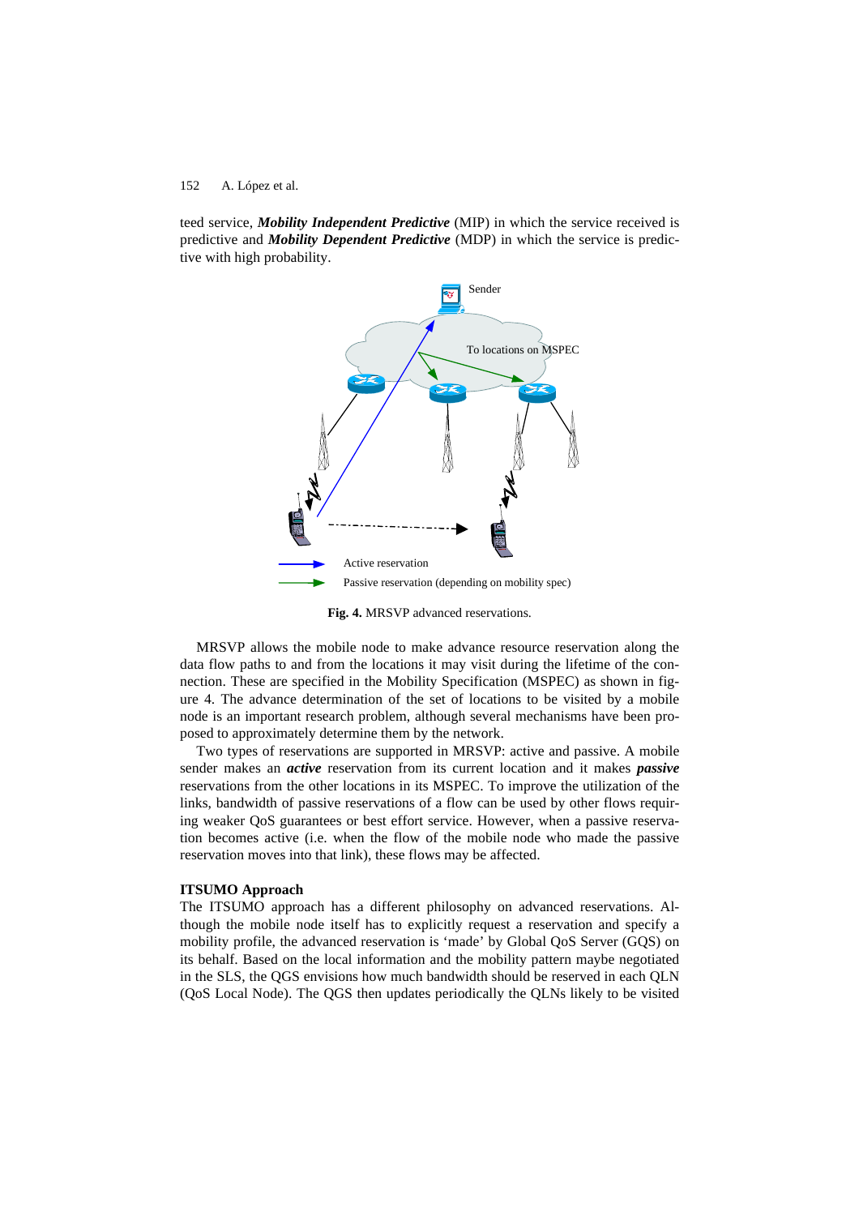teed service, ***Mobility Independent Predictive*** (MIP) in which the service received is predictive and ***Mobility Dependent Predictive*** (MDP) in which the service is predictive with high probability.

Sender

To locations on MSPEC

Active reservation

Passive reservation (depending on mobility spec)

**Fig. 4.** MRSVP advanced reservations.

MRSVP allows the mobile node to make advance resource reservation along the data flow paths to and from the locations it may visit during the lifetime of the connection. These are specified in the Mobility Specification (MSPEC) as shown in figure 4. The advance determination of the set of locations to be visited by a mobile node is an important research problem, although several mechanisms have been proposed to approximately determine them by the network.

Two types of reservations are supported in MRSVP: active and passive. A mobile sender makes an ***active*** reservation from its current location and it makes ***passive*** reservations from the other locations in its MSPEC. To improve the utilization of the links, bandwidth of passive reservations of a flow can be used by other flows requiring weaker QoS guarantees or best effort service. However, when a passive reservation becomes active (i.e. when the flow of the mobile node who made the passive reservation moves into that link), these flows may be affected.

**ITSUMO Approach**

The ITSUMO approach has a different philosophy on advanced reservations. Although the mobile node itself has to explicitly request a reservation and specify a mobility profile, the advanced reservation is 'made' by Global QoS Server (GQS) on its behalf. Based on the local information and the mobility pattern maybe negotiated in the SLS, the QGS envisions how much bandwidth should be reserved in each QLN (QoS Local Node). The QGS then updates periodically the QLNs likely to be visited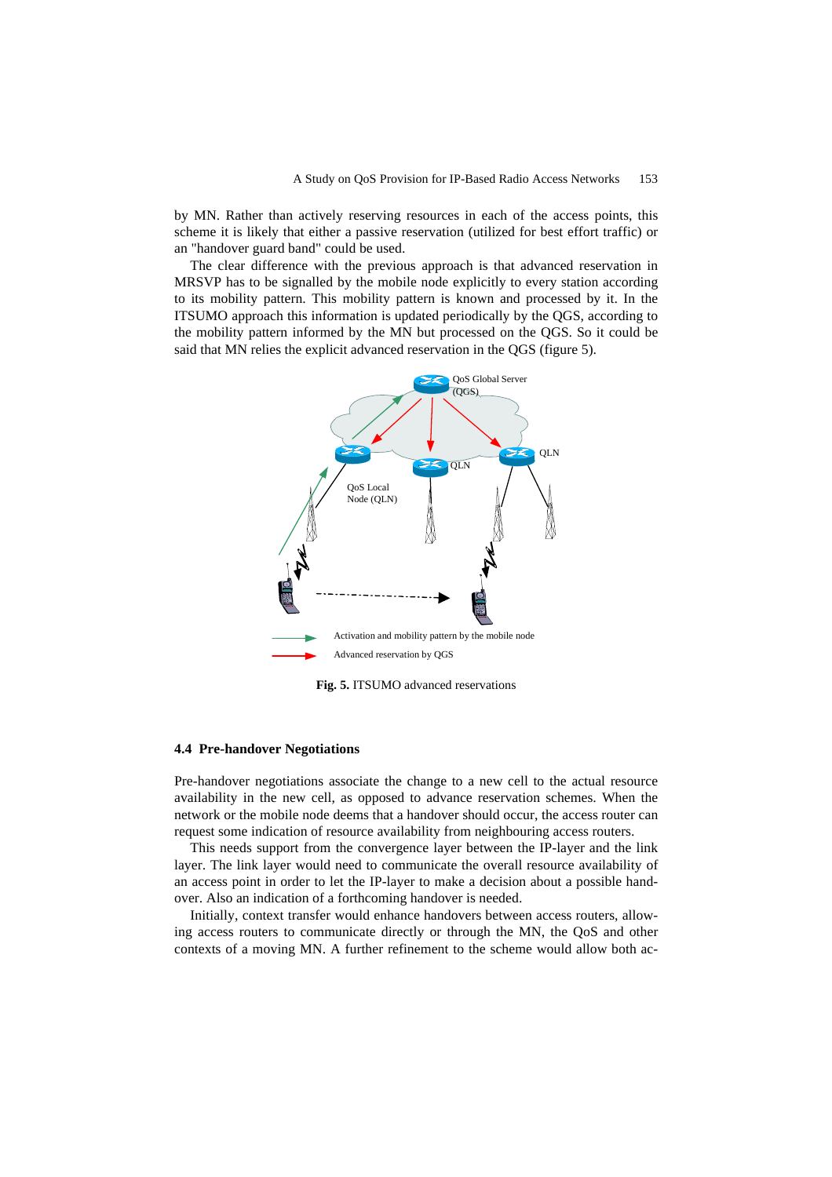by MN. Rather than actively reserving resources in each of the access points, this scheme it is likely that either a passive reservation (utilized for best effort traffic) or an "handover guard band" could be used.

The clear difference with the previous approach is that advanced reservation in MRSVP has to be signalled by the mobile node explicitly to every station according to its mobility pattern. This mobility pattern is known and processed by it. In the ITSUMO approach this information is updated periodically by the QGS, according to the mobility pattern informed by the MN but processed on the QGS. So it could be said that MN relies the explicit advanced reservation in the QGS (figure 5).

**Fig. 5.** ITSUMO advanced reservations

### 4.4 Pre-handover Negotiations

Pre-handover negotiations associate the change to a new cell to the actual resource availability in the new cell, as opposed to advance reservation schemes. When the network or the mobile node deems that a handover should occur, the access router can request some indication of resource availability from neighbouring access routers.

This needs support from the convergence layer between the IP-layer and the link layer. The link layer would need to communicate the overall resource availability of an access point in order to let the IP-layer to make a decision about a possible handover. Also an indication of a forthcoming handover is needed.

Initially, context transfer would enhance handovers between access routers, allowing access routers to communicate directly or through the MN, the QoS and other contexts of a moving MN. A further refinement to the scheme would allow both ac-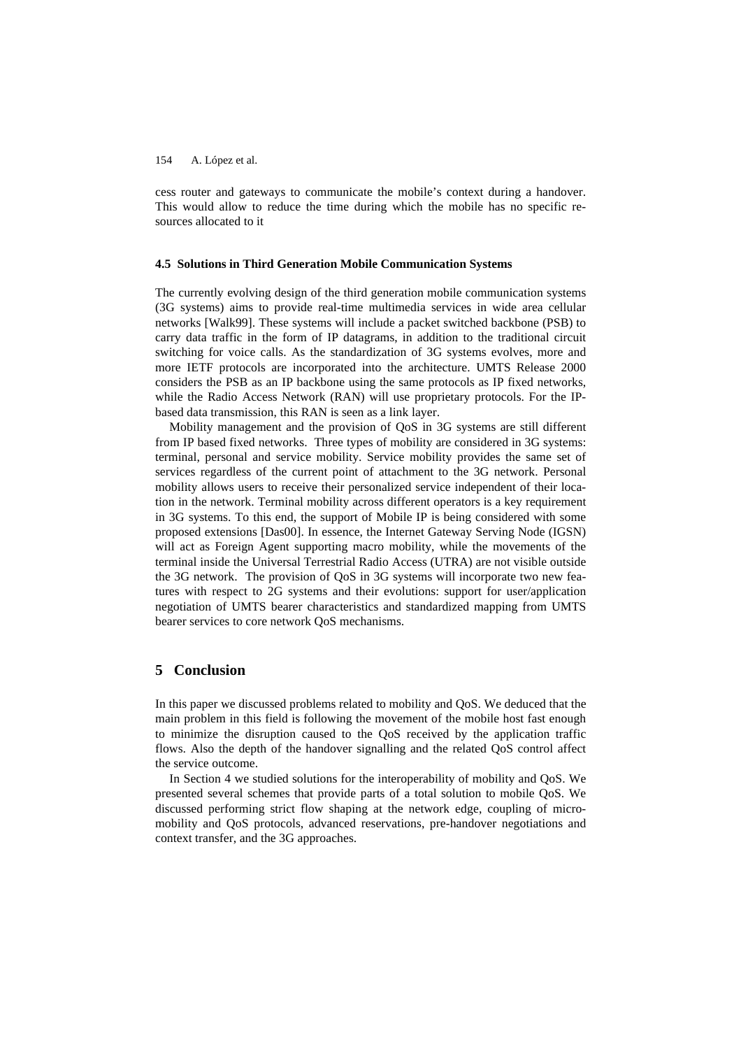cess router and gateways to communicate the mobile's context during a handover. This would allow to reduce the time during which the mobile has no specific resources allocated to it

### 4.5 Solutions in Third Generation Mobile Communication Systems

The currently evolving design of the third generation mobile communication systems (3G systems) aims to provide real-time multimedia services in wide area cellular networks [Walk99]. These systems will include a packet switched backbone (PSB) to carry data traffic in the form of IP datagrams, in addition to the traditional circuit switching for voice calls. As the standardization of 3G systems evolves, more and more IETF protocols are incorporated into the architecture. UMTS Release 2000 considers the PSB as an IP backbone using the same protocols as IP fixed networks, while the Radio Access Network (RAN) will use proprietary protocols. For the IP-based data transmission, this RAN is seen as a link layer.

Mobility management and the provision of QoS in 3G systems are still different from IP based fixed networks. Three types of mobility are considered in 3G systems: terminal, personal and service mobility. Service mobility provides the same set of services regardless of the current point of attachment to the 3G network. Personal mobility allows users to receive their personalized service independent of their location in the network. Terminal mobility across different operators is a key requirement in 3G systems. To this end, the support of Mobile IP is being considered with some proposed extensions [Das00]. In essence, the Internet Gateway Serving Node (IGSN) will act as Foreign Agent supporting macro mobility, while the movements of the terminal inside the Universal Terrestrial Radio Access (UTRA) are not visible outside the 3G network. The provision of QoS in 3G systems will incorporate two new features with respect to 2G systems and their evolutions: support for user/application negotiation of UMTS bearer characteristics and standardized mapping from UMTS bearer services to core network QoS mechanisms.

## 5 Conclusion

In this paper we discussed problems related to mobility and QoS. We deduced that the main problem in this field is following the movement of the mobile host fast enough to minimize the disruption caused to the QoS received by the application traffic flows. Also the depth of the handover signalling and the related QoS control affect the service outcome.

In Section 4 we studied solutions for the interoperability of mobility and QoS. We presented several schemes that provide parts of a total solution to mobile QoS. We discussed performing strict flow shaping at the network edge, coupling of micro-mobility and QoS protocols, advanced reservations, pre-handover negotiations and context transfer, and the 3G approaches.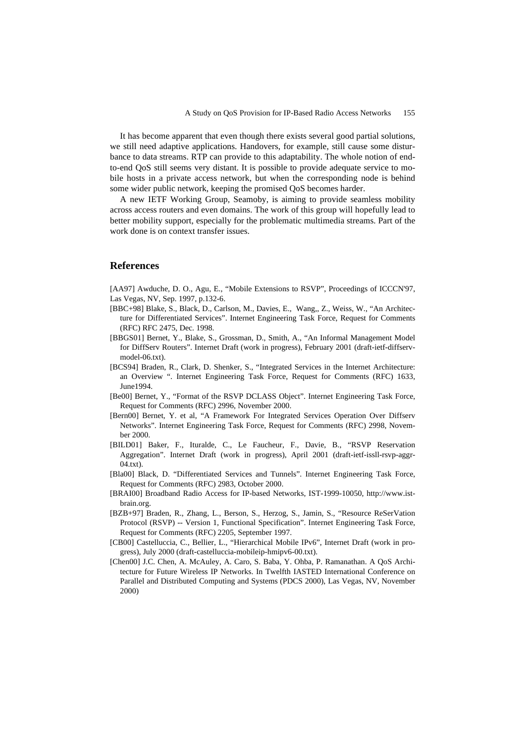It has become apparent that even though there exists several good partial solutions, we still need adaptive applications. Handovers, for example, still cause some disturbance to data streams. RTP can provide to this adaptability. The whole notion of end-to-end QoS still seems very distant. It is possible to provide adequate service to mobile hosts in a private access network, but when the corresponding node is behind some wider public network, keeping the promised QoS becomes harder.

A new IETF Working Group, Seamoby, is aiming to provide seamless mobility across access routers and even domains. The work of this group will hopefully lead to better mobility support, especially for the problematic multimedia streams. Part of the work done is on context transfer issues.

## References

[AA97] Awduche, D. O., Agu, E., "Mobile Extensions to RSVP", Proceedings of ICCCN'97, Las Vegas, NV, Sep. 1997, p.132-6.

[BBC+98] Blake, S., Black, D., Carlson, M., Davies, E., Wang,, Z., Weiss, W., "An Architecture for Differentiated Services". Internet Engineering Task Force, Request for Comments (RFC) RFC 2475, Dec. 1998.

[BBGS01] Bernet, Y., Blake, S., Grossman, D., Smith, A., "An Informal Management Model for DiffServ Routers". Internet Draft (work in progress), February 2001 (draft-ietf-diffserv-model-06.txt).

[BCS94] Braden, R., Clark, D. Shenker, S., "Integrated Services in the Internet Architecture: an Overview ". Internet Engineering Task Force, Request for Comments (RFC) 1633, June1994.

[Be00] Bernet, Y., "Format of the RSVP DCLASS Object". Internet Engineering Task Force, Request for Comments (RFC) 2996, November 2000.

[Bern00] Bernet, Y. et al, "A Framework For Integrated Services Operation Over Diffserv Networks". Internet Engineering Task Force, Request for Comments (RFC) 2998, November 2000.

[BILD01] Baker, F., Iturralde, C., Le Faucheur, F., Davie, B., "RSVP Reservation Aggregation". Internet Draft (work in progress), April 2001 (draft-ietf-issll-rsvp-aggr-04.txt).

[Bla00] Black, D. "Differentiated Services and Tunnels". Internet Engineering Task Force, Request for Comments (RFC) 2983, October 2000.

[BRAI00] Broadband Radio Access for IP-based Networks, IST-1999-10050, http://www.ist-brain.org.

[BZB+97] Braden, R., Zhang, L., Berson, S., Herzog, S., Jamin, S., "Resource ReSerVation Protocol (RSVP) -- Version 1, Functional Specification". Internet Engineering Task Force, Request for Comments (RFC) 2205, September 1997.

[CB00] Castelluccia, C., Bellier, L., "Hierarchical Mobile IPv6", Internet Draft (work in progress), July 2000 (draft-castelluccia-mobileip-hmipv6-00.txt).

[Chen00] J.C. Chen, A. McAuley, A. Caro, S. Baba, Y. Ohba, P. Ramanathan. A QoS Architecture for Future Wireless IP Networks. In Twelfth IASTED International Conference on Parallel and Distributed Computing and Systems (PDCS 2000), Las Vegas, NV, November 2000)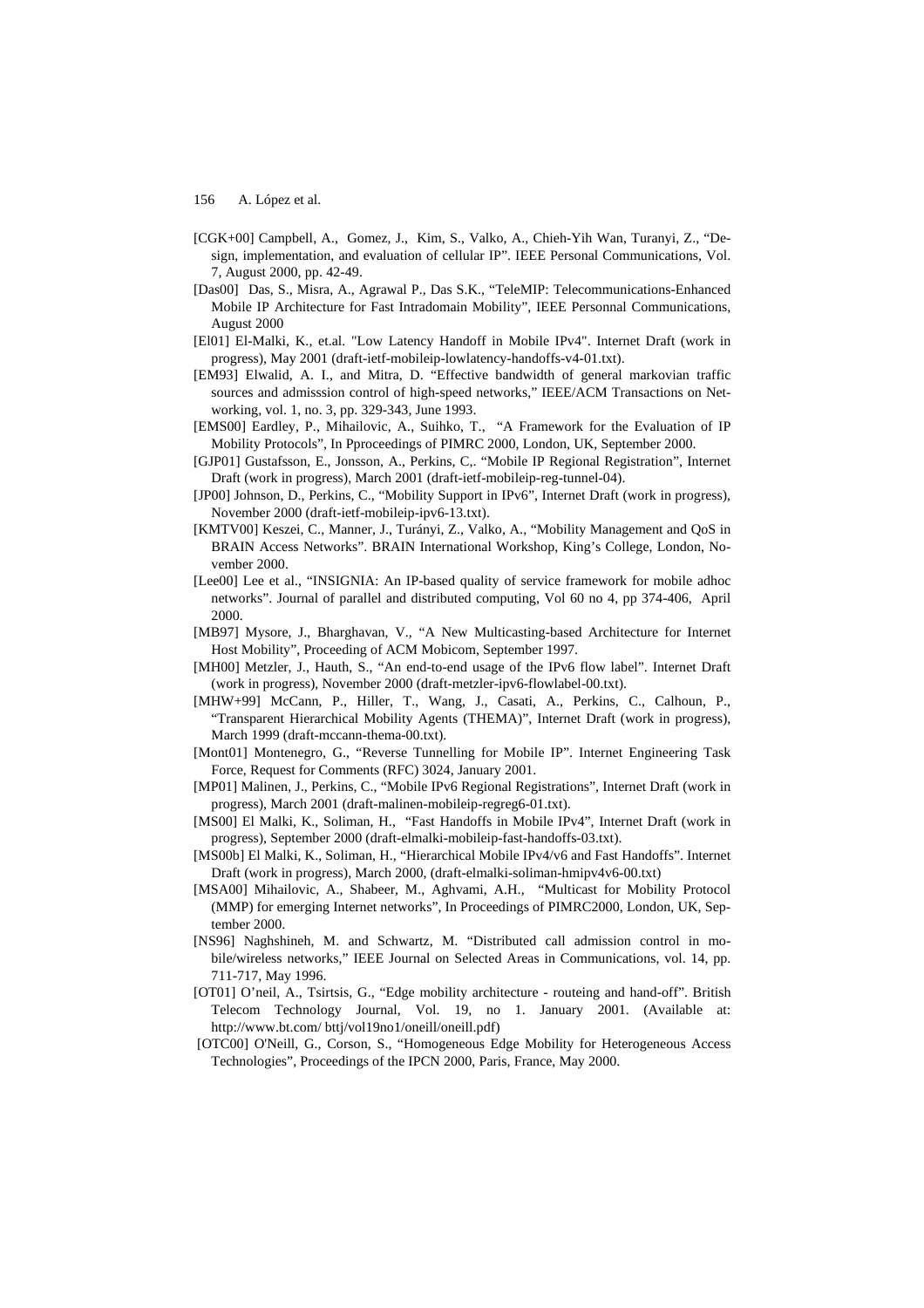[CGK+00] Campbell, A., Gomez, J., Kim, S., Valko, A., Chieh-Yih Wan, Turanyi, Z., "Design, implementation, and evaluation of cellular IP". IEEE Personal Communications, Vol. 7, August 2000, pp. 42-49.

[Das00] Das, S., Misra, A., Agrawal P., Das S.K., "TeleMIP: Telecommunications-Enhanced Mobile IP Architecture for Fast Intradomain Mobility", IEEE Personnal Communications, August 2000

[El01] El-Malki, K., et.al. "Low Latency Handoff in Mobile IPv4". Internet Draft (work in progress), May 2001 (draft-ietf-mobileip-lowlatency-handoffs-v4-01.txt).

[EM93] Elwalid, A. I., and Mitra, D. "Effective bandwidth of general markovian traffic sources and admisssion control of high-speed networks," IEEE/ACM Transactions on Networking, vol. 1, no. 3, pp. 329-343, June 1993.

[EMS00] Eardley, P., Mihailovic, A., Suihko, T., "A Framework for the Evaluation of IP Mobility Protocols", In Pproceedings of PIMRC 2000, London, UK, September 2000.

[GJP01] Gustafsson, E., Jonsson, A., Perkins, C,. "Mobile IP Regional Registration", Internet Draft (work in progress), March 2001 (draft-ietf-mobileip-reg-tunnel-04).

[JP00] Johnson, D., Perkins, C., "Mobility Support in IPv6", Internet Draft (work in progress), November 2000 (draft-ietf-mobileip-ipv6-13.txt).

[KMTV00] Keszei, C., Manner, J., Turányi, Z., Valko, A., "Mobility Management and QoS in BRAIN Access Networks". BRAIN International Workshop, King's College, London, November 2000.

[Lee00] Lee et al., "INSIGNIA: An IP-based quality of service framework for mobile adhoc networks". Journal of parallel and distributed computing, Vol 60 no 4, pp 374-406, April 2000.

[MB97] Mysore, J., Bharghavan, V., "A New Multicasting-based Architecture for Internet Host Mobility", Proceeding of ACM Mobicom, September 1997.

[MH00] Metzler, J., Hauth, S., "An end-to-end usage of the IPv6 flow label". Internet Draft (work in progress), November 2000 (draft-metzler-ipv6-flowlabel-00.txt).

[MHW+99] McCann, P., Hiller, T., Wang, J., Casati, A., Perkins, C., Calhoun, P., "Transparent Hierarchical Mobility Agents (THEMA)", Internet Draft (work in progress), March 1999 (draft-mccann-thema-00.txt).

[Mont01] Montenegro, G., "Reverse Tunnelling for Mobile IP". Internet Engineering Task Force, Request for Comments (RFC) 3024, January 2001.

[MP01] Malinen, J., Perkins, C., "Mobile IPv6 Regional Registrations", Internet Draft (work in progress), March 2001 (draft-malinen-mobileip-regreg6-01.txt).

[MS00] El Malki, K., Soliman, H., "Fast Handoffs in Mobile IPv4", Internet Draft (work in progress), September 2000 (draft-elmalki-mobileip-fast-handoffs-03.txt).

[MS00b] El Malki, K., Soliman, H., "Hierarchical Mobile IPv4/v6 and Fast Handoffs". Internet Draft (work in progress), March 2000, (draft-elmalki-soliman-hmipv4v6-00.txt)

[MSA00] Mihailovic, A., Shabeer, M., Aghvami, A.H., "Multicast for Mobility Protocol (MMP) for emerging Internet networks", In Proceedings of PIMRC2000, London, UK, September 2000.

[NS96] Naghshineh, M. and Schwartz, M. "Distributed call admission control in mobile/wireless networks," IEEE Journal on Selected Areas in Communications, vol. 14, pp. 711-717, May 1996.

[OT01] O'neil, A., Tsirtsis, G., "Edge mobility architecture - routeing and hand-off". British Telecom Technology Journal, Vol. 19, no 1. January 2001. (Available at: http://www.bt.com/ bttj/vol19no1/oneill/oneill.pdf)

[OTC00] O'Neill, G., Corson, S., "Homogeneous Edge Mobility for Heterogeneous Access Technologies", Proceedings of the IPCN 2000, Paris, France, May 2000.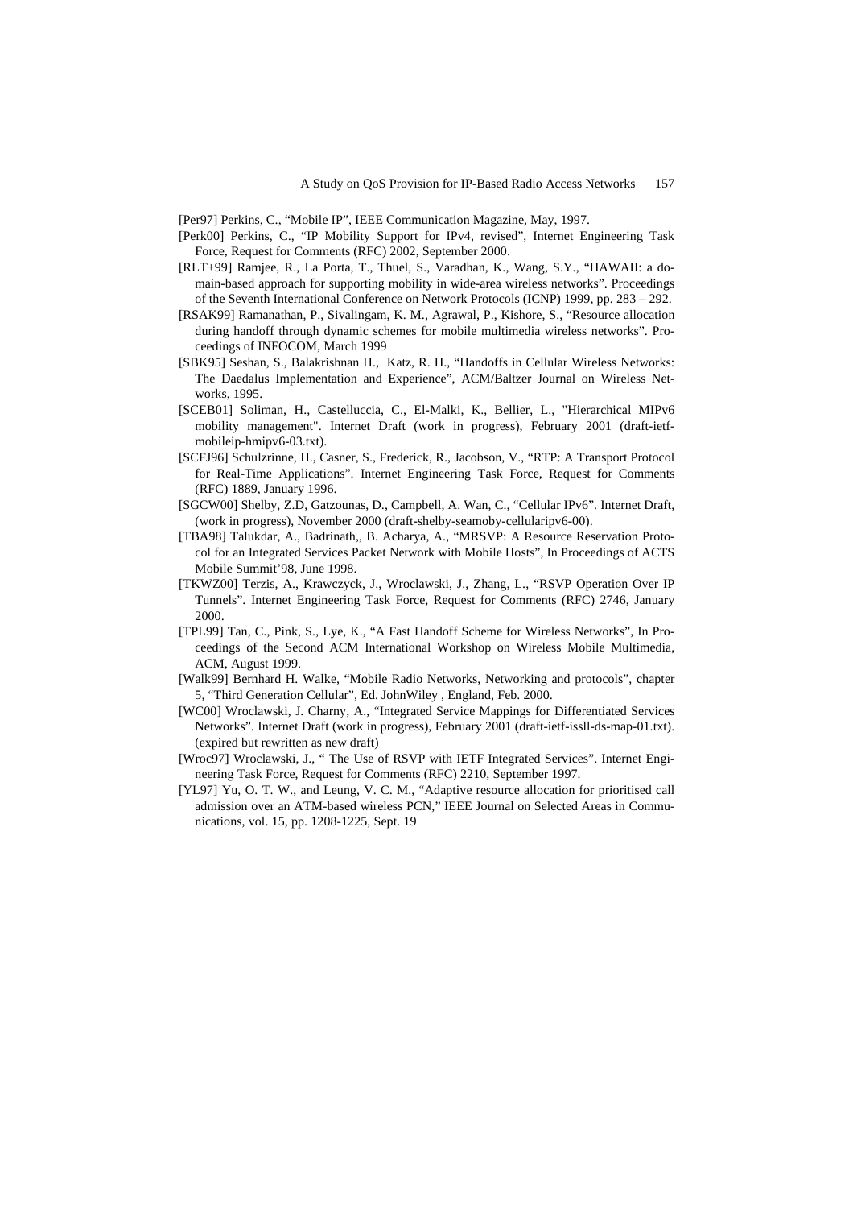[Per97] Perkins, C., "Mobile IP", IEEE Communication Magazine, May, 1997.

[Perk00] Perkins, C., "IP Mobility Support for IPv4, revised", Internet Engineering Task Force, Request for Comments (RFC) 2002, September 2000.

[RLT+99] Ramjee, R., La Porta, T., Thuel, S., Varadhan, K., Wang, S.Y., "HAWAII: a domain-based approach for supporting mobility in wide-area wireless networks". Proceedings of the Seventh International Conference on Network Protocols (ICNP) 1999, pp. 283 – 292.

[RSAK99] Ramanathan, P., Sivalingam, K. M., Agrawal, P., Kishore, S., "Resource allocation during handoff through dynamic schemes for mobile multimedia wireless networks". Proceedings of INFOCOM, March 1999

[SBK95] Seshan, S., Balakrishnan H., Katz, R. H., "Handoffs in Cellular Wireless Networks: The Daedalus Implementation and Experience", ACM/Baltzer Journal on Wireless Networks, 1995.

[SCEB01] Soliman, H., Castelluccia, C., El-Malki, K., Bellier, L., "Hierarchical MIPv6 mobility management". Internet Draft (work in progress), February 2001 (draft-ietf-mobileip-hmipv6-03.txt).

[SCFJ96] Schulzrinne, H., Casner, S., Frederick, R., Jacobson, V., "RTP: A Transport Protocol for Real-Time Applications". Internet Engineering Task Force, Request for Comments (RFC) 1889, January 1996.

[SGCW00] Shelby, Z.D, Gatzounas, D., Campbell, A. Wan, C., "Cellular IPv6". Internet Draft, (work in progress), November 2000 (draft-shelby-seamoby-cellularipv6-00).

[TBA98] Talukdar, A., Badrinath,, B. Acharya, A., "MRSVP: A Resource Reservation Protocol for an Integrated Services Packet Network with Mobile Hosts", In Proceedings of ACTS Mobile Summit'98, June 1998.

[TKWZ00] Terzis, A., Krawczyck, J., Wroclawski, J., Zhang, L., "RSVP Operation Over IP Tunnels". Internet Engineering Task Force, Request for Comments (RFC) 2746, January 2000.

[TPL99] Tan, C., Pink, S., Lye, K., "A Fast Handoff Scheme for Wireless Networks", In Proceedings of the Second ACM International Workshop on Wireless Mobile Multimedia, ACM, August 1999.

[Walk99] Bernhard H. Walke, "Mobile Radio Networks, Networking and protocols", chapter 5, "Third Generation Cellular", Ed. JohnWiley , England, Feb. 2000.

[WC00] Wroclawski, J. Charny, A., "Integrated Service Mappings for Differentiated Services Networks". Internet Draft (work in progress), February 2001 (draft-ietf-issll-ds-map-01.txt). (expired but rewritten as new draft)

[Wroc97] Wroclawski, J., " The Use of RSVP with IETF Integrated Services". Internet Engineering Task Force, Request for Comments (RFC) 2210, September 1997.

[YL97] Yu, O. T. W., and Leung, V. C. M., "Adaptive resource allocation for prioritised call admission over an ATM-based wireless PCN," IEEE Journal on Selected Areas in Communications, vol. 15, pp. 1208-1225, Sept. 19